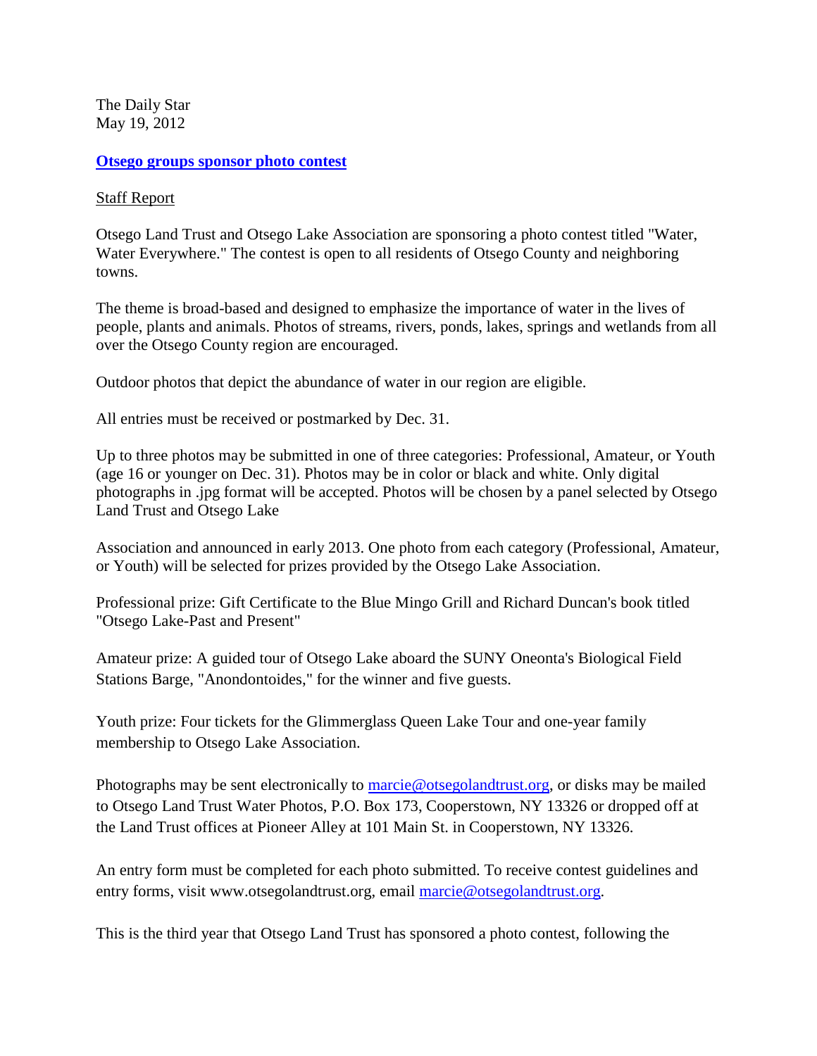The Daily Star
May 19, 2012

## [Otsego groups sponsor photo contest]

Staff Report

Otsego Land Trust and Otsego Lake Association are sponsoring a photo contest titled "Water, Water Everywhere." The contest is open to all residents of Otsego County and neighboring towns.

The theme is broad-based and designed to emphasize the importance of water in the lives of people, plants and animals. Photos of streams, rivers, ponds, lakes, springs and wetlands from all over the Otsego County region are encouraged.

Outdoor photos that depict the abundance of water in our region are eligible.

All entries must be received or postmarked by Dec. 31.

Up to three photos may be submitted in one of three categories: Professional, Amateur, or Youth (age 16 or younger on Dec. 31). Photos may be in color or black and white. Only digital photographs in .jpg format will be accepted. Photos will be chosen by a panel selected by Otsego Land Trust and Otsego Lake

Association and announced in early 2013. One photo from each category (Professional, Amateur, or Youth) will be selected for prizes provided by the Otsego Lake Association.

Professional prize: Gift Certificate to the Blue Mingo Grill and Richard Duncan's book titled "Otsego Lake-Past and Present"

Amateur prize: A guided tour of Otsego Lake aboard the SUNY Oneonta's Biological Field Stations Barge, "Anondontoides," for the winner and five guests.

Youth prize: Four tickets for the Glimmerglass Queen Lake Tour and one-year family membership to Otsego Lake Association.

Photographs may be sent electronically to marcie@otsegolandtrust.org, or disks may be mailed to Otsego Land Trust Water Photos, P.O. Box 173, Cooperstown, NY 13326 or dropped off at the Land Trust offices at Pioneer Alley at 101 Main St. in Cooperstown, NY 13326.

An entry form must be completed for each photo submitted. To receive contest guidelines and entry forms, visit www.otsegolandtrust.org, email marcie@otsegolandtrust.org.

This is the third year that Otsego Land Trust has sponsored a photo contest, following the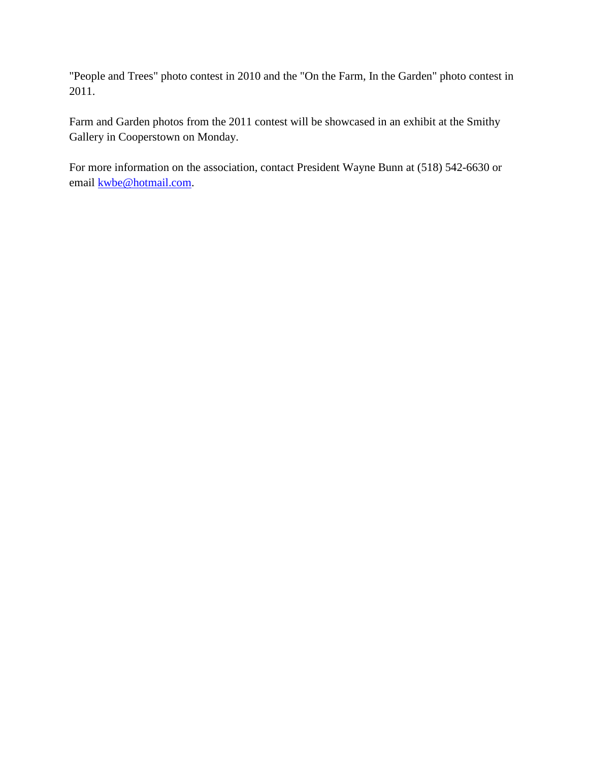"People and Trees" photo contest in 2010 and the "On the Farm, In the Garden" photo contest in 2011.

Farm and Garden photos from the 2011 contest will be showcased in an exhibit at the Smithy Gallery in Cooperstown on Monday.

For more information on the association, contact President Wayne Bunn at (518) 542-6630 or email [kwbe@hotmail.com](mailto:kwbe@hotmail.com).